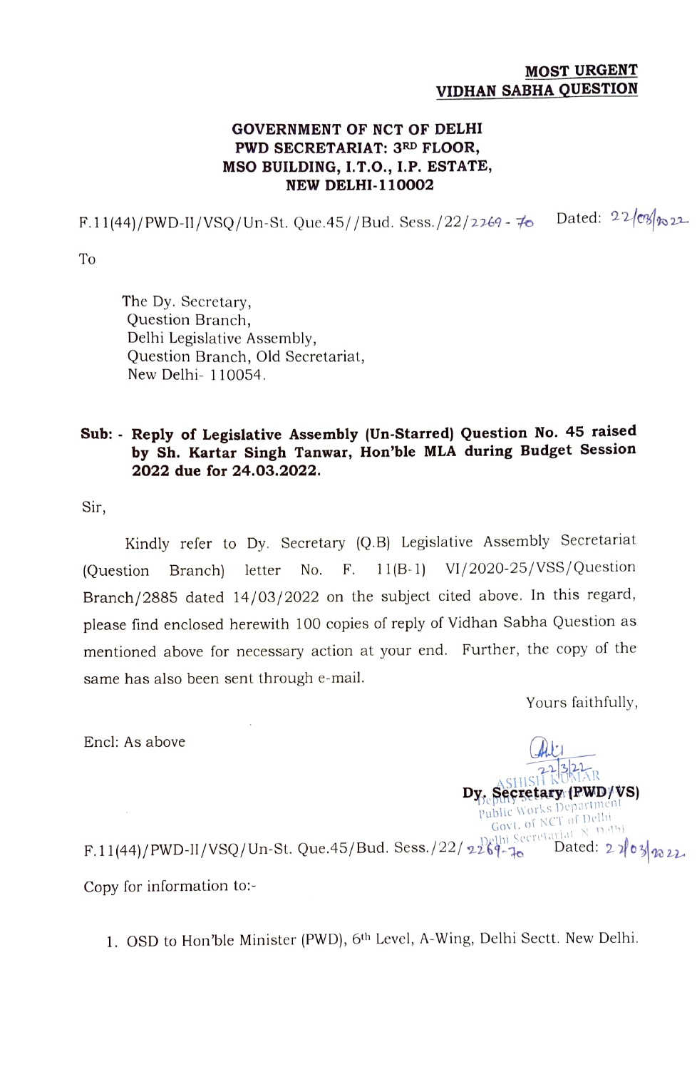**MOST URGENT**
**VIDHAN SABHA QUESTION**

**GOVERNMENT OF NCT OF DELHI**
**PWD SECRETARIAT: 3RD FLOOR,**
**MSO BUILDING, I.T.O., I.P. ESTATE,**
**NEW DELHI-110002**

F.11(44)/PWD-II/VSQ/Un-St. Que.45//Bud. Sess./22/2269-70 Dated: 22/03/2022

To

The Dy. Secretary,
Question Branch,
Delhi Legislative Assembly,
Question Branch, Old Secretariat,
New Delhi- 110054.

**Sub: - Reply of Legislative Assembly (Un-Starred) Question No. 45 raised by Sh. Kartar Singh Tanwar, Hon'ble MLA during Budget Session 2022 due for 24.03.2022.**

Sir,

Kindly refer to Dy. Secretary (Q.B) Legislative Assembly Secretariat (Question Branch) letter No. F. 11(B-1) VI/2020-25/VSS/Question Branch/2885 dated 14/03/2022 on the subject cited above. In this regard, please find enclosed herewith 100 copies of reply of Vidhan Sabha Question as mentioned above for necessary action at your end. Further, the copy of the same has also been sent through e-mail.

Yours faithfully,

Encl: As above

22/3/22
ASHISH KUMAR
**Dy. Secretary (PWD/VS)**
Deputy Secretary
Public Works Department
Govt. of NCT of Delhi
Delhi Secretariat, N. Delhi

F.11(44)/PWD-II/VSQ/Un-St. Que.45/Bud. Sess./22/2269-70 Dated: 22/03/2022

Copy for information to:-

1. OSD to Hon'ble Minister (PWD), 6th Level, A-Wing, Delhi Sectt. New Delhi.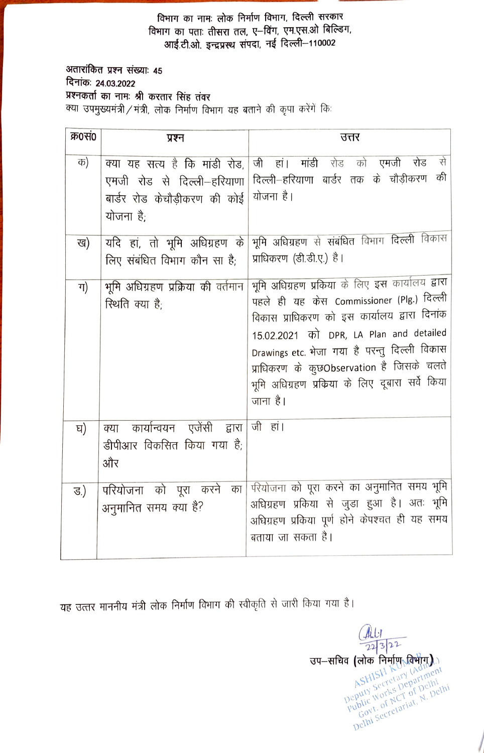विभाग का नामः लोक निर्माण विभाग, दिल्ली सरकार
विभाग का पताः तीसरा तल, ए–विंग, एम.एस.ओ बिल्डिंग,
आई.टी.ओ. इन्द्रप्रस्थ संपदा, नई दिल्ली–110002

**अतारांकित प्रश्न संख्याः 45**
**दिनांकः 24.03.2022**
**प्रश्नकर्ता का नामः श्री करतार सिंह तंवर**
क्या उपमुख्यमंत्री/मंत्री, लोक निर्माण विभाग यह बताने की कृपा करेंगे किः

| क्र0सं0 | प्रश्न | उत्तर |
| --- | --- | --- |
| क) | क्या यह सत्य है कि मांडी रोड, एमजी रोड से दिल्ली–हरियाणा बार्डर रोड केचौड़ीकरण की कोई योजना है; | जी हां। मांडी रोड को एमजी रोड से दिल्ली–हरियाणा बार्डर तक के चौड़ीकरण की योजना है। |
| ख) | यदि हां, तो भूमि अधिग्रहण के लिए संबंधित विभाग कौन सा है; | भूमि अधिग्रहण से संबंधित विभाग दिल्ली विकास प्राधिकरण (डी.डी.ए.) है। |
| ग) | भूमि अधिग्रहण प्रक्रिया की वर्तमान स्थिति क्या है; | भूमि अधिग्रहण प्रकिया के लिए इस कार्यालय द्वारा पहले ही यह केस Commissioner (Plg.) दिल्ली विकास प्राधिकरण को इस कार्यालय द्वारा दिनांक 15.02.2021 को DPR, LA Plan and detailed Drawings etc. भेजा गया है परन्तु दिल्ली विकास प्राधिकरण के कुछObservation है जिसके चलते भूमि अधिग्रहण प्रकिया के लिए दूबारा सर्वे किया जाना है। |
| घ) | क्या कार्यान्वयन एजेंसी द्वारा डीपीआर विकसित किया गया है; और | जी हां। |
| ङ.) | परियोजना को पूरा करने का अनुमानित समय क्या है? | परियोजना को पूरा करने का अनुमानित समय भूमि अधिग्रहण प्रकिया से जुडा हुआ है। अतः भूमि अधिग्रहण प्रकिया पूर्ण होने केपश्चत ही यह समय बताया जा सकता है। |

यह उत्तर माननीय मंत्री लोक निर्माण विभाग की स्वीकृति से जारी किया गया है।

22/3/22
उप–सचिव (लोक निर्माण विभाग)

ASHISH KUMAR
Deputy Secretary (Admn.)
Public Works Department
Govt. of NCT of Delhi
Delhi Secretariat, N. Delhi